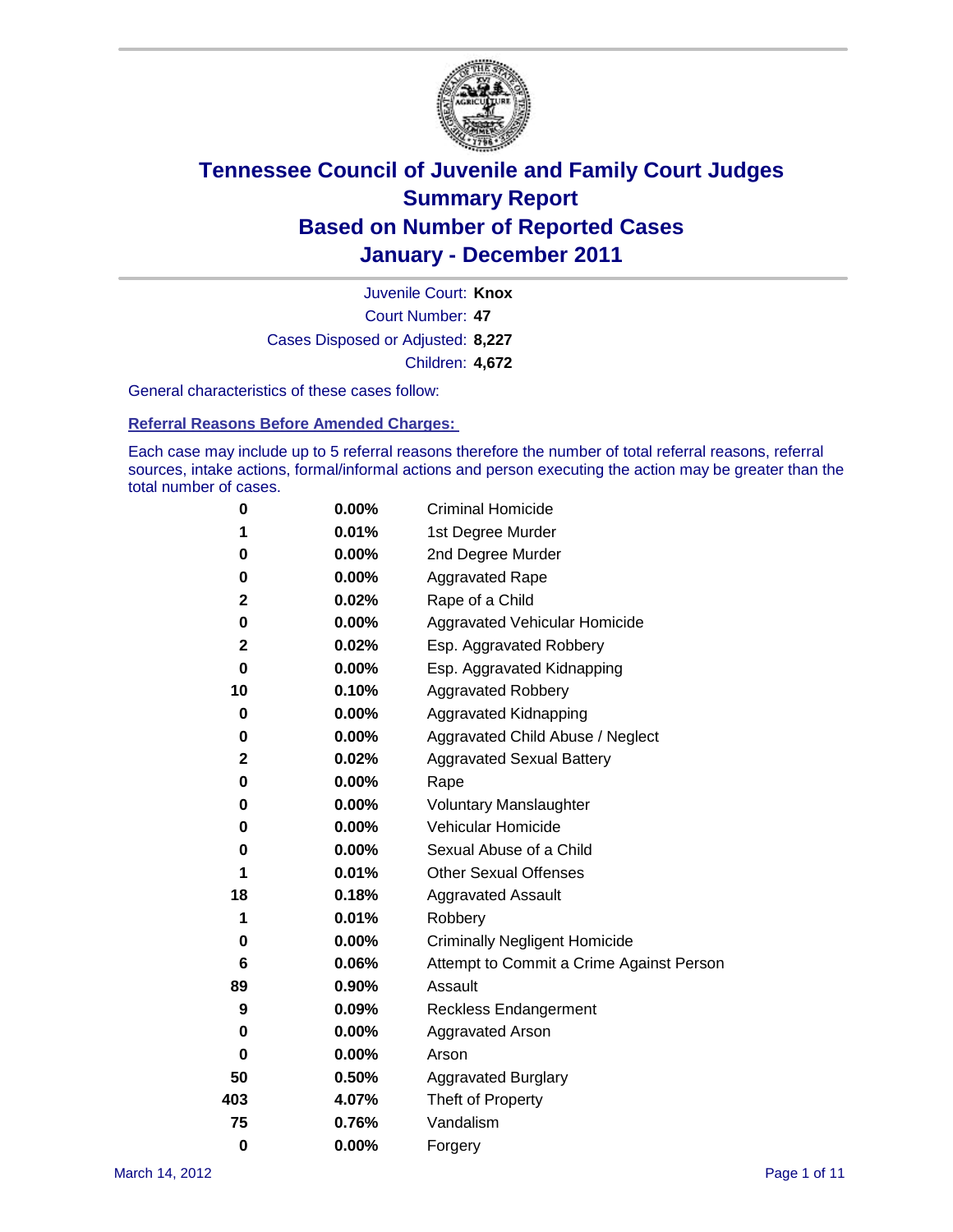# Tennessee Council of Juvenile and Family Court Judges
## Summary Report
## Based on Number of Reported Cases
## January - December 2011

Juvenile Court: **Knox**

Court Number: **47**

Cases Disposed or Adjusted: **8,227**

Children: **4,672**

General characteristics of these cases follow:

### Referral Reasons Before Amended Charges:

Each case may include up to 5 referral reasons therefore the number of total referral reasons, referral sources, intake actions, formal/informal actions and person executing the action may be greater than the total number of cases.

| Count | Percent | Referral Reason |
|---|---|---|
| 0 | 0.00% | Criminal Homicide |
| 1 | 0.01% | 1st Degree Murder |
| 0 | 0.00% | 2nd Degree Murder |
| 0 | 0.00% | Aggravated Rape |
| 2 | 0.02% | Rape of a Child |
| 0 | 0.00% | Aggravated Vehicular Homicide |
| 2 | 0.02% | Esp. Aggravated Robbery |
| 0 | 0.00% | Esp. Aggravated Kidnapping |
| 10 | 0.10% | Aggravated Robbery |
| 0 | 0.00% | Aggravated Kidnapping |
| 0 | 0.00% | Aggravated Child Abuse / Neglect |
| 2 | 0.02% | Aggravated Sexual Battery |
| 0 | 0.00% | Rape |
| 0 | 0.00% | Voluntary Manslaughter |
| 0 | 0.00% | Vehicular Homicide |
| 0 | 0.00% | Sexual Abuse of a Child |
| 1 | 0.01% | Other Sexual Offenses |
| 18 | 0.18% | Aggravated Assault |
| 1 | 0.01% | Robbery |
| 0 | 0.00% | Criminally Negligent Homicide |
| 6 | 0.06% | Attempt to Commit a Crime Against Person |
| 89 | 0.90% | Assault |
| 9 | 0.09% | Reckless Endangerment |
| 0 | 0.00% | Aggravated Arson |
| 0 | 0.00% | Arson |
| 50 | 0.50% | Aggravated Burglary |
| 403 | 4.07% | Theft of Property |
| 75 | 0.76% | Vandalism |
| 0 | 0.00% | Forgery |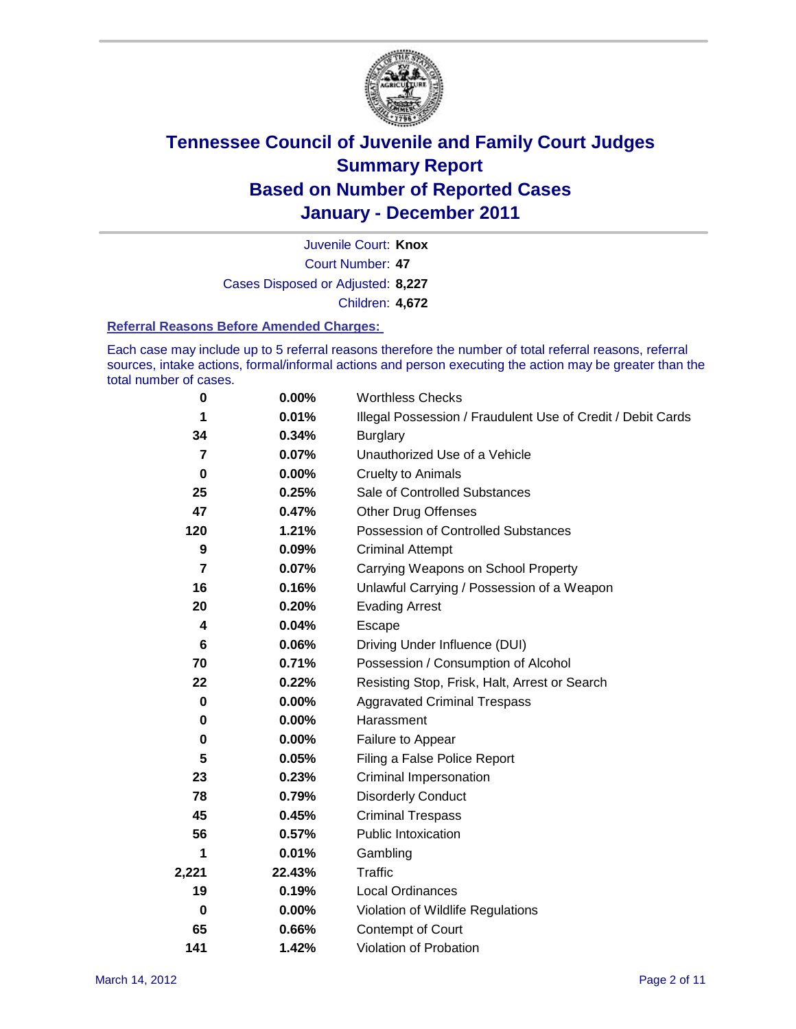# Tennessee Council of Juvenile and Family Court Judges
# Summary Report
# Based on Number of Reported Cases
# January - December 2011

Juvenile Court: **Knox**

Court Number: **47**

Cases Disposed or Adjusted: **8,227**

Children: **4,672**

### Referral Reasons Before Amended Charges:

Each case may include up to 5 referral reasons therefore the number of total referral reasons, referral sources, intake actions, formal/informal actions and person executing the action may be greater than the total number of cases.

| | | |
|---|---|---|
| 0 | 0.00% | Worthless Checks |
| 1 | 0.01% | Illegal Possession / Fraudulent Use of Credit / Debit Cards |
| 34 | 0.34% | Burglary |
| 7 | 0.07% | Unauthorized Use of a Vehicle |
| 0 | 0.00% | Cruelty to Animals |
| 25 | 0.25% | Sale of Controlled Substances |
| 47 | 0.47% | Other Drug Offenses |
| 120 | 1.21% | Possession of Controlled Substances |
| 9 | 0.09% | Criminal Attempt |
| 7 | 0.07% | Carrying Weapons on School Property |
| 16 | 0.16% | Unlawful Carrying / Possession of a Weapon |
| 20 | 0.20% | Evading Arrest |
| 4 | 0.04% | Escape |
| 6 | 0.06% | Driving Under Influence (DUI) |
| 70 | 0.71% | Possession / Consumption of Alcohol |
| 22 | 0.22% | Resisting Stop, Frisk, Halt, Arrest or Search |
| 0 | 0.00% | Aggravated Criminal Trespass |
| 0 | 0.00% | Harassment |
| 0 | 0.00% | Failure to Appear |
| 5 | 0.05% | Filing a False Police Report |
| 23 | 0.23% | Criminal Impersonation |
| 78 | 0.79% | Disorderly Conduct |
| 45 | 0.45% | Criminal Trespass |
| 56 | 0.57% | Public Intoxication |
| 1 | 0.01% | Gambling |
| 2,221 | 22.43% | Traffic |
| 19 | 0.19% | Local Ordinances |
| 0 | 0.00% | Violation of Wildlife Regulations |
| 65 | 0.66% | Contempt of Court |
| 141 | 1.42% | Violation of Probation |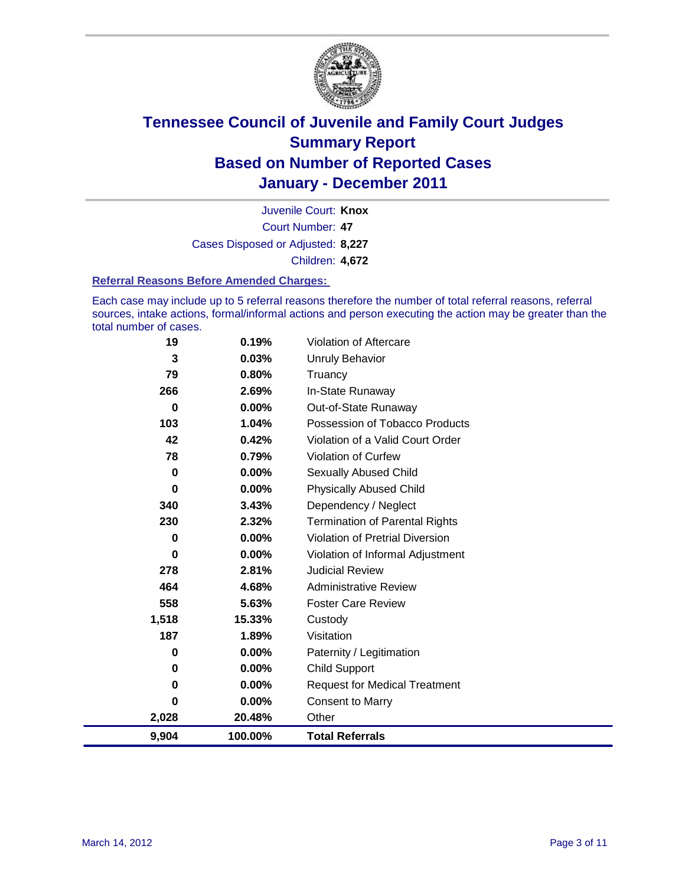# Tennessee Council of Juvenile and Family Court Judges
## Summary Report
## Based on Number of Reported Cases
## January - December 2011

Juvenile Court: **Knox**

Court Number: **47**

Cases Disposed or Adjusted: **8,227**

Children: **4,672**

### Referral Reasons Before Amended Charges:

Each case may include up to 5 referral reasons therefore the number of total referral reasons, referral sources, intake actions, formal/informal actions and person executing the action may be greater than the total number of cases.

| Count | Percent | Referral Reason |
|---|---|---|
| 19 | 0.19% | Violation of Aftercare |
| 3 | 0.03% | Unruly Behavior |
| 79 | 0.80% | Truancy |
| 266 | 2.69% | In-State Runaway |
| 0 | 0.00% | Out-of-State Runaway |
| 103 | 1.04% | Possession of Tobacco Products |
| 42 | 0.42% | Violation of a Valid Court Order |
| 78 | 0.79% | Violation of Curfew |
| 0 | 0.00% | Sexually Abused Child |
| 0 | 0.00% | Physically Abused Child |
| 340 | 3.43% | Dependency / Neglect |
| 230 | 2.32% | Termination of Parental Rights |
| 0 | 0.00% | Violation of Pretrial Diversion |
| 0 | 0.00% | Violation of Informal Adjustment |
| 278 | 2.81% | Judicial Review |
| 464 | 4.68% | Administrative Review |
| 558 | 5.63% | Foster Care Review |
| 1,518 | 15.33% | Custody |
| 187 | 1.89% | Visitation |
| 0 | 0.00% | Paternity / Legitimation |
| 0 | 0.00% | Child Support |
| 0 | 0.00% | Request for Medical Treatment |
| 0 | 0.00% | Consent to Marry |
| 2,028 | 20.48% | Other |
| **9,904** | **100.00%** | **Total Referrals** |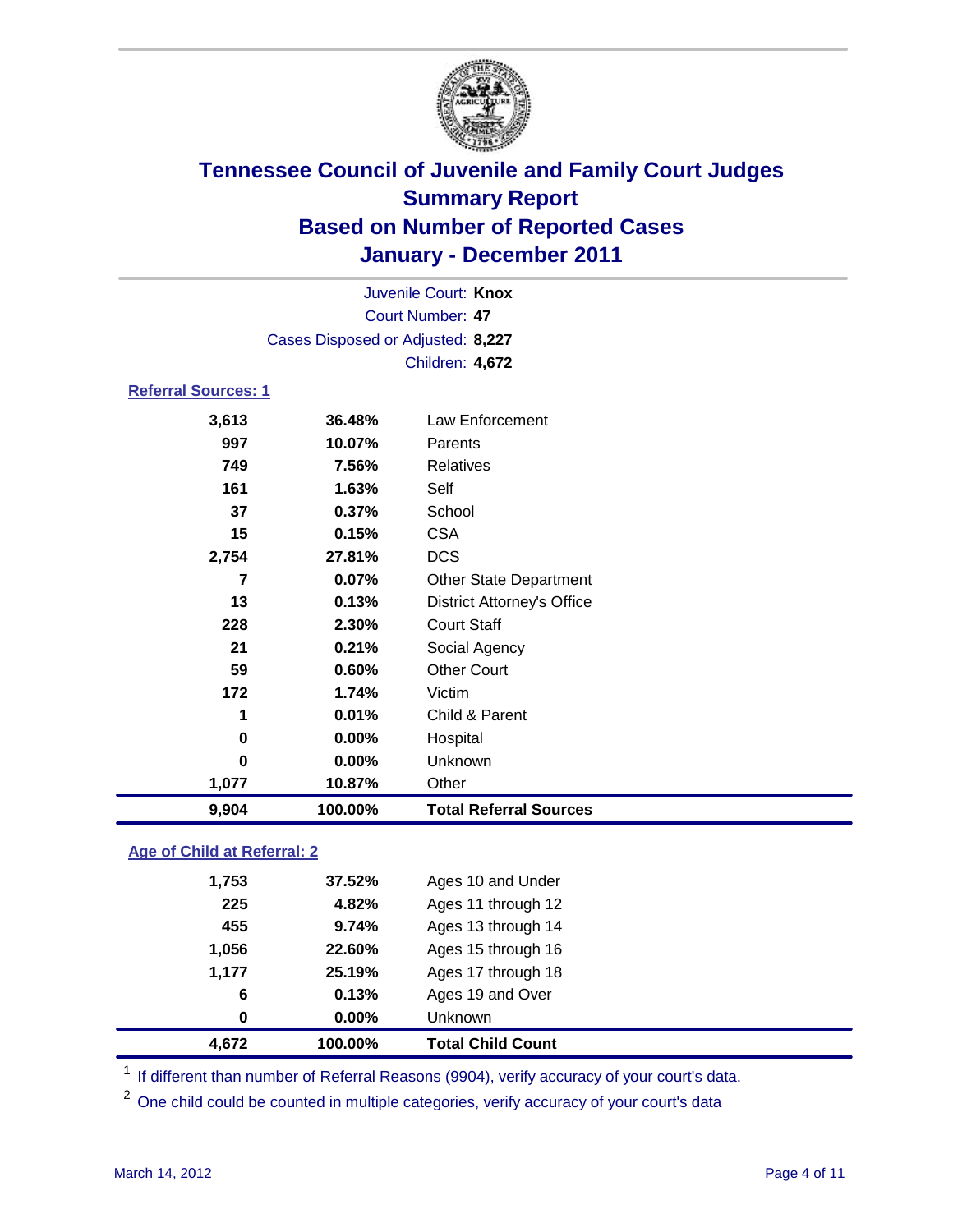# Tennessee Council of Juvenile and Family Court Judges
## Summary Report
## Based on Number of Reported Cases
## January - December 2011

Juvenile Court: **Knox**
Court Number: **47**
Cases Disposed or Adjusted: **8,227**
Children: **4,672**

### Referral Sources: 1

| | | |
|---|---|---|
| 3,613 | 36.48% | Law Enforcement |
| 997 | 10.07% | Parents |
| 749 | 7.56% | Relatives |
| 161 | 1.63% | Self |
| 37 | 0.37% | School |
| 15 | 0.15% | CSA |
| 2,754 | 27.81% | DCS |
| 7 | 0.07% | Other State Department |
| 13 | 0.13% | District Attorney's Office |
| 228 | 2.30% | Court Staff |
| 21 | 0.21% | Social Agency |
| 59 | 0.60% | Other Court |
| 172 | 1.74% | Victim |
| 1 | 0.01% | Child & Parent |
| 0 | 0.00% | Hospital |
| 0 | 0.00% | Unknown |
| 1,077 | 10.87% | Other |
| **9,904** | **100.00%** | **Total Referral Sources** |

### Age of Child at Referral: 2

| | | |
|---|---|---|
| 1,753 | 37.52% | Ages 10 and Under |
| 225 | 4.82% | Ages 11 through 12 |
| 455 | 9.74% | Ages 13 through 14 |
| 1,056 | 22.60% | Ages 15 through 16 |
| 1,177 | 25.19% | Ages 17 through 18 |
| 6 | 0.13% | Ages 19 and Over |
| 0 | 0.00% | Unknown |
| **4,672** | **100.00%** | **Total Child Count** |

[1] If different than number of Referral Reasons (9904), verify accuracy of your court's data.

[2] One child could be counted in multiple categories, verify accuracy of your court's data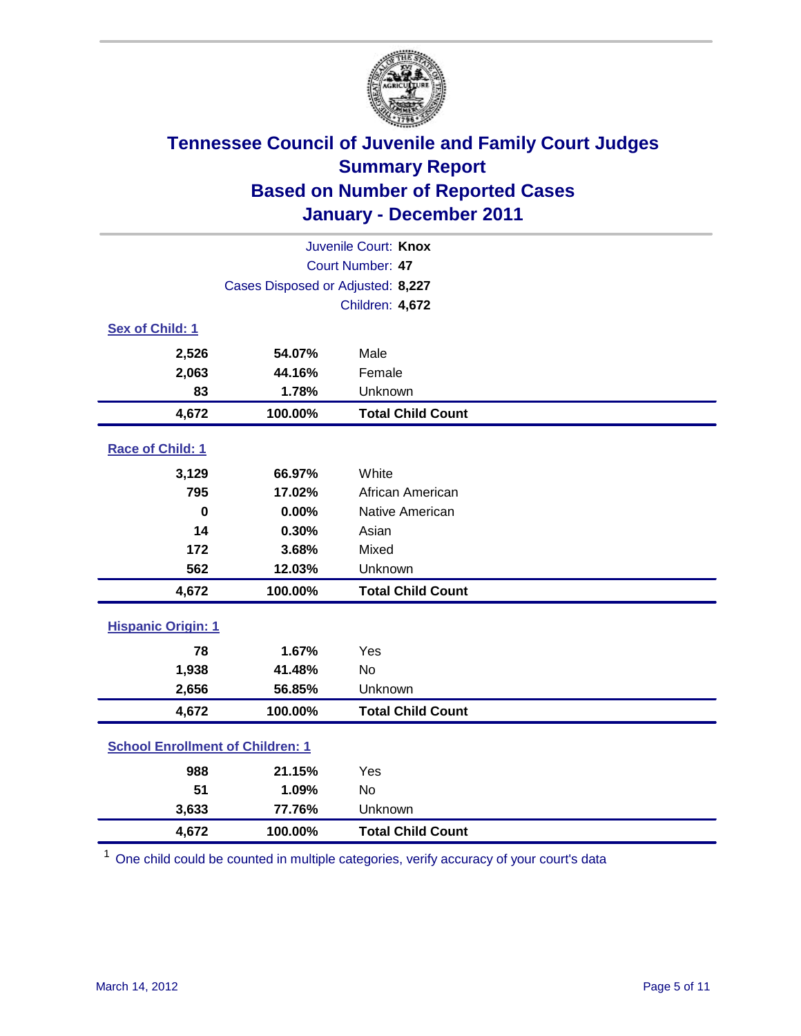# Tennessee Council of Juvenile and Family Court Judges
## Summary Report
## Based on Number of Reported Cases
## January - December 2011

Juvenile Court: **Knox**
Court Number: **47**
Cases Disposed or Adjusted: **8,227**
Children: **4,672**

### Sex of Child: 1

| | | |
|---|---|---|
| 2,526 | 54.07% | Male |
| 2,063 | 44.16% | Female |
| 83 | 1.78% | Unknown |
| **4,672** | **100.00%** | **Total Child Count** |

### Race of Child: 1

| | | |
|---|---|---|
| 3,129 | 66.97% | White |
| 795 | 17.02% | African American |
| 0 | 0.00% | Native American |
| 14 | 0.30% | Asian |
| 172 | 3.68% | Mixed |
| 562 | 12.03% | Unknown |
| **4,672** | **100.00%** | **Total Child Count** |

### Hispanic Origin: 1

| | | |
|---|---|---|
| 78 | 1.67% | Yes |
| 1,938 | 41.48% | No |
| 2,656 | 56.85% | Unknown |
| **4,672** | **100.00%** | **Total Child Count** |

### School Enrollment of Children: 1

| | | |
|---|---|---|
| 988 | 21.15% | Yes |
| 51 | 1.09% | No |
| 3,633 | 77.76% | Unknown |
| **4,672** | **100.00%** | **Total Child Count** |

[1] One child could be counted in multiple categories, verify accuracy of your court's data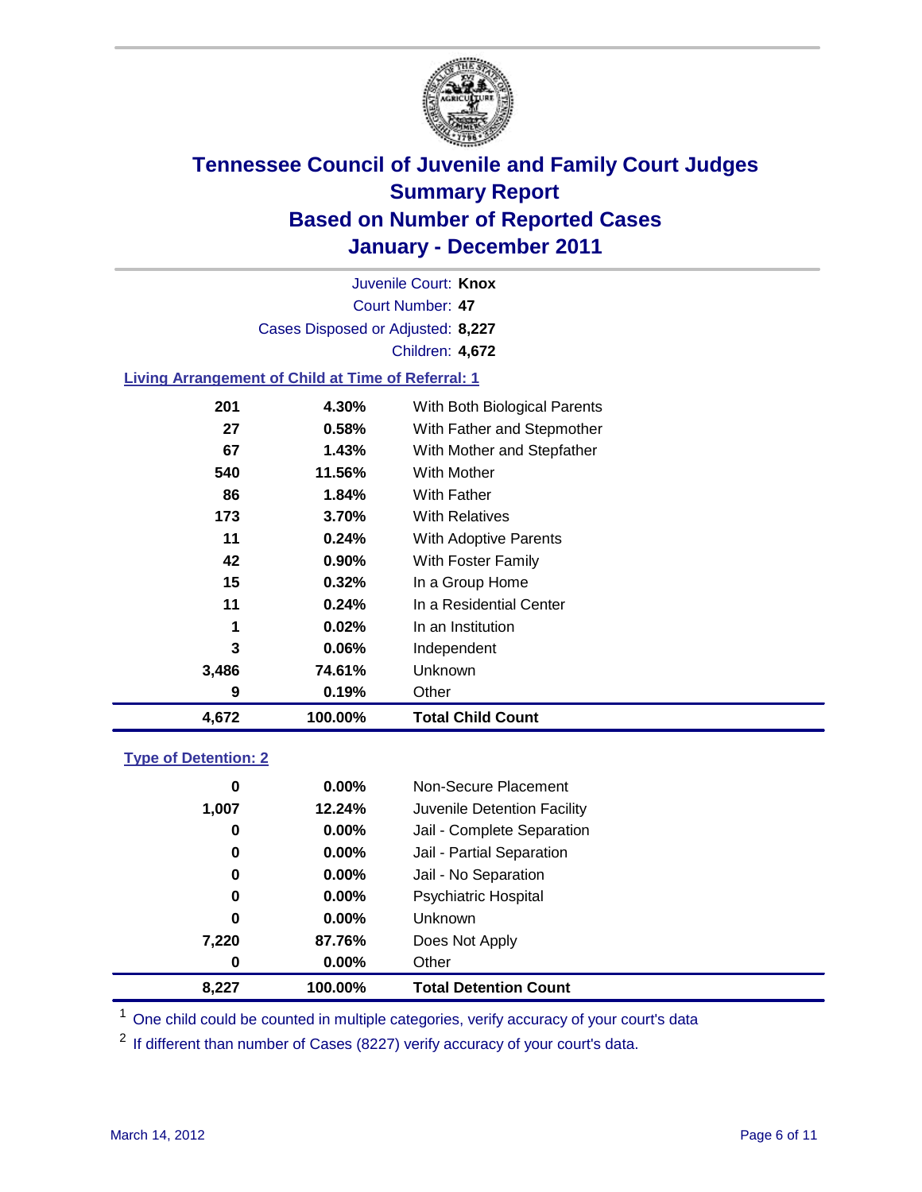# Tennessee Council of Juvenile and Family Court Judges
## Summary Report
## Based on Number of Reported Cases
## January - December 2011

Juvenile Court: **Knox**

Court Number: **47**

Cases Disposed or Adjusted: **8,227**

Children: **4,672**

### Living Arrangement of Child at Time of Referral: 1

| Count | Percent | Category |
|---|---|---|
| 201 | 4.30% | With Both Biological Parents |
| 27 | 0.58% | With Father and Stepmother |
| 67 | 1.43% | With Mother and Stepfather |
| 540 | 11.56% | With Mother |
| 86 | 1.84% | With Father |
| 173 | 3.70% | With Relatives |
| 11 | 0.24% | With Adoptive Parents |
| 42 | 0.90% | With Foster Family |
| 15 | 0.32% | In a Group Home |
| 11 | 0.24% | In a Residential Center |
| 1 | 0.02% | In an Institution |
| 3 | 0.06% | Independent |
| 3,486 | 74.61% | Unknown |
| 9 | 0.19% | Other |
| **4,672** | **100.00%** | **Total Child Count** |

### Type of Detention: 2

| Count | Percent | Category |
|---|---|---|
| 0 | 0.00% | Non-Secure Placement |
| 1,007 | 12.24% | Juvenile Detention Facility |
| 0 | 0.00% | Jail - Complete Separation |
| 0 | 0.00% | Jail - Partial Separation |
| 0 | 0.00% | Jail - No Separation |
| 0 | 0.00% | Psychiatric Hospital |
| 0 | 0.00% | Unknown |
| 7,220 | 87.76% | Does Not Apply |
| 0 | 0.00% | Other |
| **8,227** | **100.00%** | **Total Detention Count** |

[1] One child could be counted in multiple categories, verify accuracy of your court's data

[2] If different than number of Cases (8227) verify accuracy of your court's data.

March 14, 2012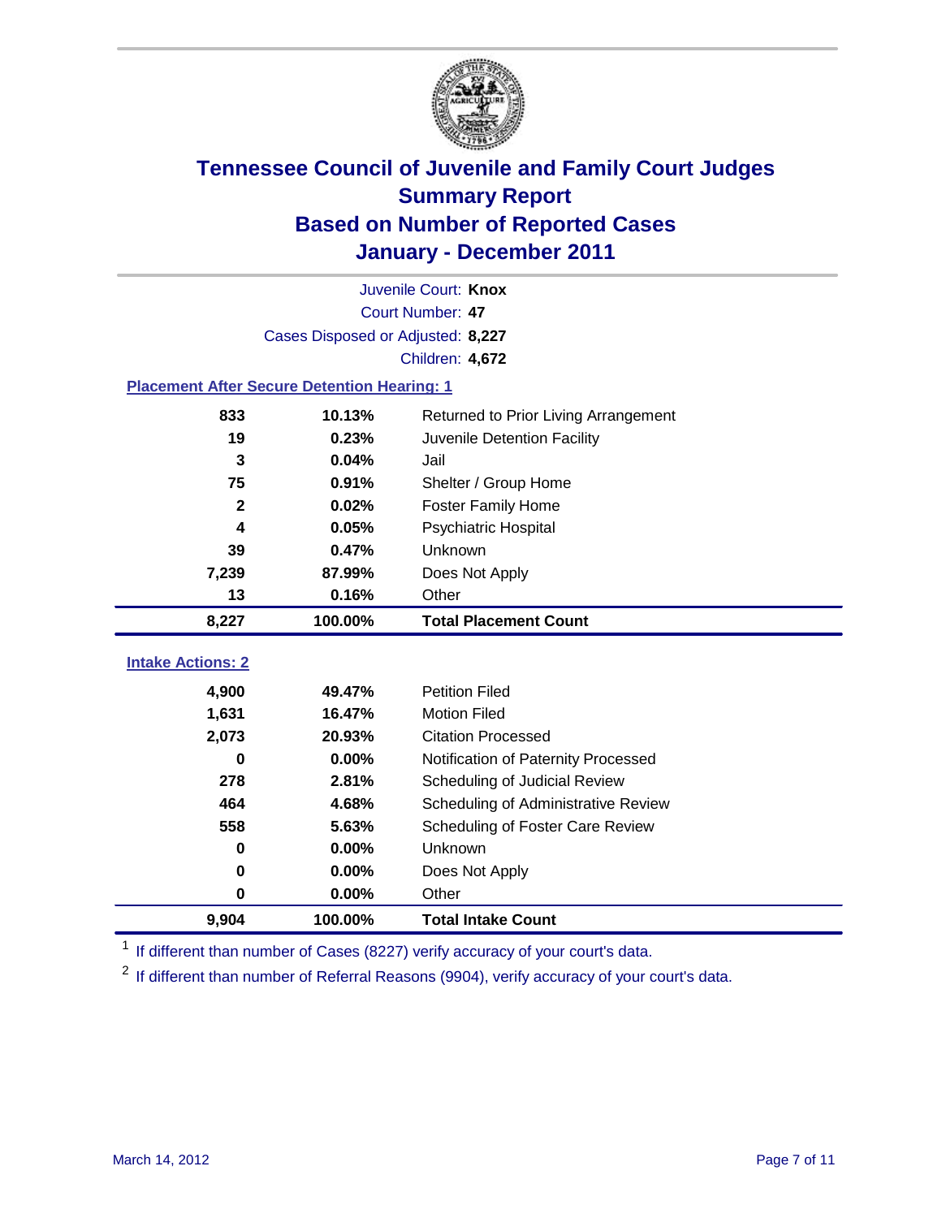# Tennessee Council of Juvenile and Family Court Judges
## Summary Report
## Based on Number of Reported Cases
## January - December 2011

Juvenile Court: **Knox**

Court Number: **47**

Cases Disposed or Adjusted: **8,227**

Children: **4,672**

### Placement After Secure Detention Hearing: 1

| | | |
|---|---|---|
| 833 | 10.13% | Returned to Prior Living Arrangement |
| 19 | 0.23% | Juvenile Detention Facility |
| 3 | 0.04% | Jail |
| 75 | 0.91% | Shelter / Group Home |
| 2 | 0.02% | Foster Family Home |
| 4 | 0.05% | Psychiatric Hospital |
| 39 | 0.47% | Unknown |
| 7,239 | 87.99% | Does Not Apply |
| 13 | 0.16% | Other |
| **8,227** | **100.00%** | **Total Placement Count** |

### Intake Actions: 2

| | | |
|---|---|---|
| 4,900 | 49.47% | Petition Filed |
| 1,631 | 16.47% | Motion Filed |
| 2,073 | 20.93% | Citation Processed |
| 0 | 0.00% | Notification of Paternity Processed |
| 278 | 2.81% | Scheduling of Judicial Review |
| 464 | 4.68% | Scheduling of Administrative Review |
| 558 | 5.63% | Scheduling of Foster Care Review |
| 0 | 0.00% | Unknown |
| 0 | 0.00% | Does Not Apply |
| 0 | 0.00% | Other |
| **9,904** | **100.00%** | **Total Intake Count** |

[1] If different than number of Cases (8227) verify accuracy of your court's data.

[2] If different than number of Referral Reasons (9904), verify accuracy of your court's data.

March 14, 2012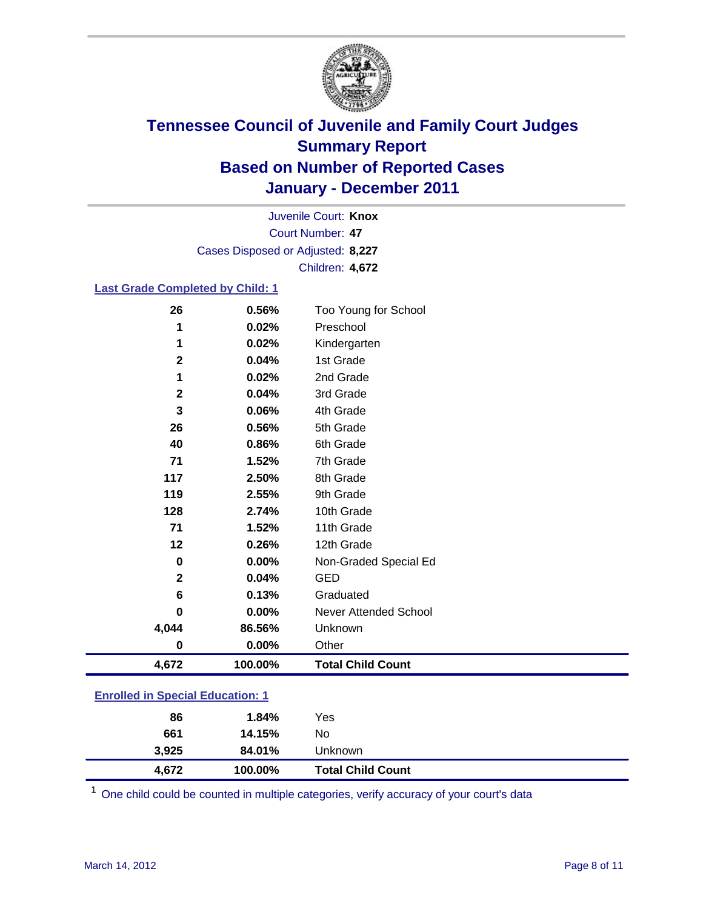# Tennessee Council of Juvenile and Family Court Judges
## Summary Report
## Based on Number of Reported Cases
## January - December 2011

Juvenile Court: **Knox**
Court Number: **47**
Cases Disposed or Adjusted: **8,227**
Children: **4,672**

### Last Grade Completed by Child: 1

| Count | Percent | Category |
|---|---|---|
| 26 | 0.56% | Too Young for School |
| 1 | 0.02% | Preschool |
| 1 | 0.02% | Kindergarten |
| 2 | 0.04% | 1st Grade |
| 1 | 0.02% | 2nd Grade |
| 2 | 0.04% | 3rd Grade |
| 3 | 0.06% | 4th Grade |
| 26 | 0.56% | 5th Grade |
| 40 | 0.86% | 6th Grade |
| 71 | 1.52% | 7th Grade |
| 117 | 2.50% | 8th Grade |
| 119 | 2.55% | 9th Grade |
| 128 | 2.74% | 10th Grade |
| 71 | 1.52% | 11th Grade |
| 12 | 0.26% | 12th Grade |
| 0 | 0.00% | Non-Graded Special Ed |
| 2 | 0.04% | GED |
| 6 | 0.13% | Graduated |
| 0 | 0.00% | Never Attended School |
| 4,044 | 86.56% | Unknown |
| 0 | 0.00% | Other |
| **4,672** | **100.00%** | **Total Child Count** |

### Enrolled in Special Education: 1

| Count | Percent | Category |
|---|---|---|
| 86 | 1.84% | Yes |
| 661 | 14.15% | No |
| 3,925 | 84.01% | Unknown |
| **4,672** | **100.00%** | **Total Child Count** |

[1] One child could be counted in multiple categories, verify accuracy of your court's data

March 14, 2012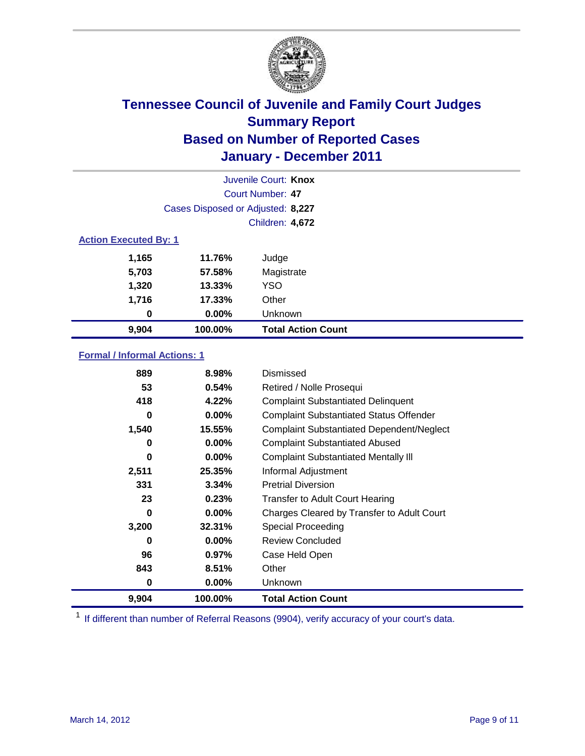# Tennessee Council of Juvenile and Family Court Judges
## Summary Report
## Based on Number of Reported Cases
## January - December 2011

Juvenile Court: **Knox**
Court Number: **47**
Cases Disposed or Adjusted: **8,227**
Children: **4,672**

### Action Executed By: 1

| Count | Percent | Action |
|---|---|---|
| 1,165 | 11.76% | Judge |
| 5,703 | 57.58% | Magistrate |
| 1,320 | 13.33% | YSO |
| 1,716 | 17.33% | Other |
| 0 | 0.00% | Unknown |
| **9,904** | **100.00%** | **Total Action Count** |

### Formal / Informal Actions: 1

| Count | Percent | Action |
|---|---|---|
| 889 | 8.98% | Dismissed |
| 53 | 0.54% | Retired / Nolle Prosequi |
| 418 | 4.22% | Complaint Substantiated Delinquent |
| 0 | 0.00% | Complaint Substantiated Status Offender |
| 1,540 | 15.55% | Complaint Substantiated Dependent/Neglect |
| 0 | 0.00% | Complaint Substantiated Abused |
| 0 | 0.00% | Complaint Substantiated Mentally Ill |
| 2,511 | 25.35% | Informal Adjustment |
| 331 | 3.34% | Pretrial Diversion |
| 23 | 0.23% | Transfer to Adult Court Hearing |
| 0 | 0.00% | Charges Cleared by Transfer to Adult Court |
| 3,200 | 32.31% | Special Proceeding |
| 0 | 0.00% | Review Concluded |
| 96 | 0.97% | Case Held Open |
| 843 | 8.51% | Other |
| 0 | 0.00% | Unknown |
| **9,904** | **100.00%** | **Total Action Count** |

[1] If different than number of Referral Reasons (9904), verify accuracy of your court's data.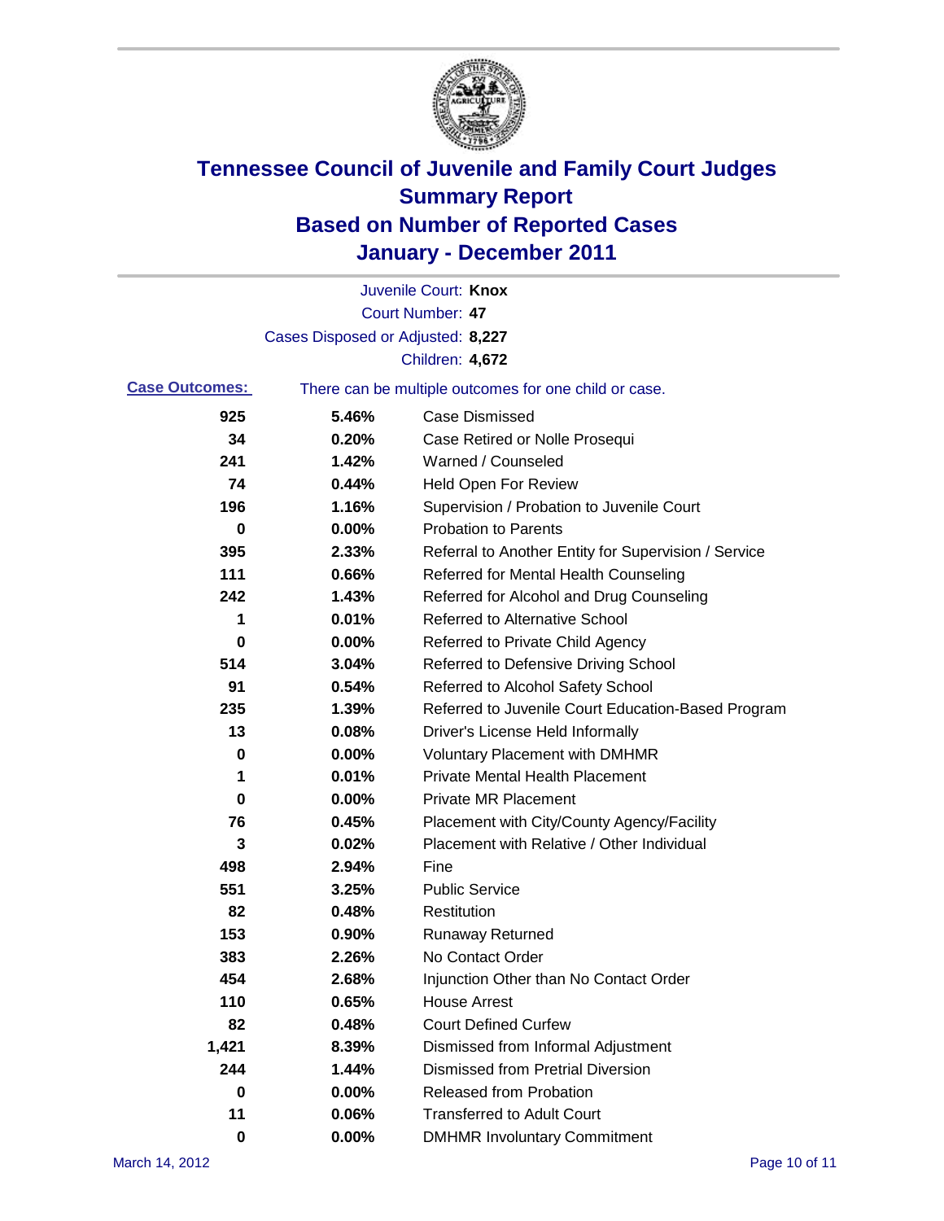# Tennessee Council of Juvenile and Family Court Judges
## Summary Report
## Based on Number of Reported Cases
## January - December 2011

Juvenile Court: **Knox**

Court Number: **47**

Cases Disposed or Adjusted: **8,227**

Children: **4,672**

**Case Outcomes:** There can be multiple outcomes for one child or case.

| Count | Percent | Outcome |
|---|---|---|
| 925 | 5.46% | Case Dismissed |
| 34 | 0.20% | Case Retired or Nolle Prosequi |
| 241 | 1.42% | Warned / Counseled |
| 74 | 0.44% | Held Open For Review |
| 196 | 1.16% | Supervision / Probation to Juvenile Court |
| 0 | 0.00% | Probation to Parents |
| 395 | 2.33% | Referral to Another Entity for Supervision / Service |
| 111 | 0.66% | Referred for Mental Health Counseling |
| 242 | 1.43% | Referred for Alcohol and Drug Counseling |
| 1 | 0.01% | Referred to Alternative School |
| 0 | 0.00% | Referred to Private Child Agency |
| 514 | 3.04% | Referred to Defensive Driving School |
| 91 | 0.54% | Referred to Alcohol Safety School |
| 235 | 1.39% | Referred to Juvenile Court Education-Based Program |
| 13 | 0.08% | Driver's License Held Informally |
| 0 | 0.00% | Voluntary Placement with DMHMR |
| 1 | 0.01% | Private Mental Health Placement |
| 0 | 0.00% | Private MR Placement |
| 76 | 0.45% | Placement with City/County Agency/Facility |
| 3 | 0.02% | Placement with Relative / Other Individual |
| 498 | 2.94% | Fine |
| 551 | 3.25% | Public Service |
| 82 | 0.48% | Restitution |
| 153 | 0.90% | Runaway Returned |
| 383 | 2.26% | No Contact Order |
| 454 | 2.68% | Injunction Other than No Contact Order |
| 110 | 0.65% | House Arrest |
| 82 | 0.48% | Court Defined Curfew |
| 1,421 | 8.39% | Dismissed from Informal Adjustment |
| 244 | 1.44% | Dismissed from Pretrial Diversion |
| 0 | 0.00% | Released from Probation |
| 11 | 0.06% | Transferred to Adult Court |
| 0 | 0.00% | DMHMR Involuntary Commitment |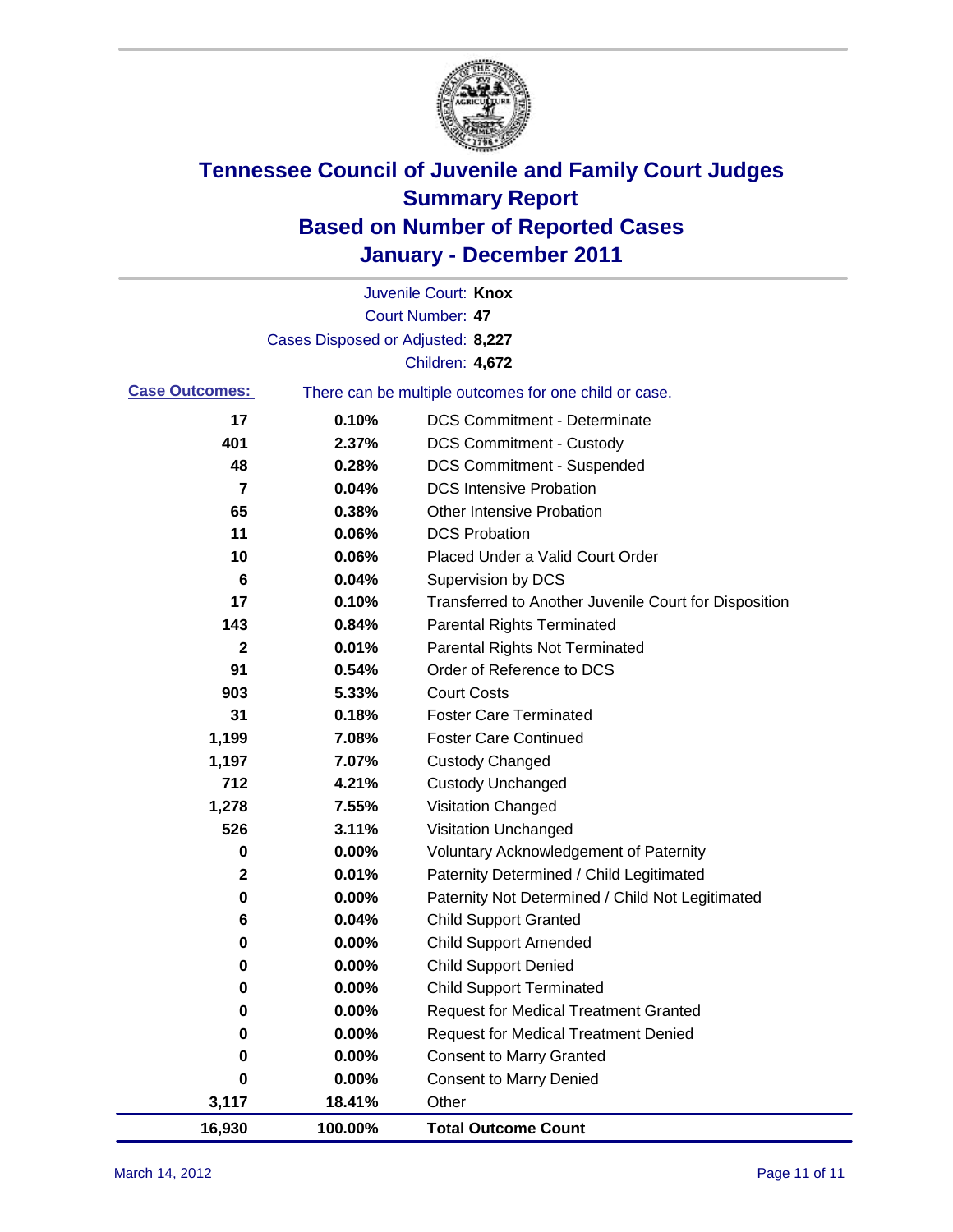# Tennessee Council of Juvenile and Family Court Judges
# Summary Report
# Based on Number of Reported Cases
# January - December 2011

Juvenile Court: **Knox**
Court Number: **47**
Cases Disposed or Adjusted: **8,227**
Children: **4,672**

**Case Outcomes:** There can be multiple outcomes for one child or case.

| | | |
|---|---|---|
| 17 | 0.10% | DCS Commitment - Determinate |
| 401 | 2.37% | DCS Commitment - Custody |
| 48 | 0.28% | DCS Commitment - Suspended |
| 7 | 0.04% | DCS Intensive Probation |
| 65 | 0.38% | Other Intensive Probation |
| 11 | 0.06% | DCS Probation |
| 10 | 0.06% | Placed Under a Valid Court Order |
| 6 | 0.04% | Supervision by DCS |
| 17 | 0.10% | Transferred to Another Juvenile Court for Disposition |
| 143 | 0.84% | Parental Rights Terminated |
| 2 | 0.01% | Parental Rights Not Terminated |
| 91 | 0.54% | Order of Reference to DCS |
| 903 | 5.33% | Court Costs |
| 31 | 0.18% | Foster Care Terminated |
| 1,199 | 7.08% | Foster Care Continued |
| 1,197 | 7.07% | Custody Changed |
| 712 | 4.21% | Custody Unchanged |
| 1,278 | 7.55% | Visitation Changed |
| 526 | 3.11% | Visitation Unchanged |
| 0 | 0.00% | Voluntary Acknowledgement of Paternity |
| 2 | 0.01% | Paternity Determined / Child Legitimated |
| 0 | 0.00% | Paternity Not Determined / Child Not Legitimated |
| 6 | 0.04% | Child Support Granted |
| 0 | 0.00% | Child Support Amended |
| 0 | 0.00% | Child Support Denied |
| 0 | 0.00% | Child Support Terminated |
| 0 | 0.00% | Request for Medical Treatment Granted |
| 0 | 0.00% | Request for Medical Treatment Denied |
| 0 | 0.00% | Consent to Marry Granted |
| 0 | 0.00% | Consent to Marry Denied |
| 3,117 | 18.41% | Other |
| **16,930** | **100.00%** | **Total Outcome Count** |